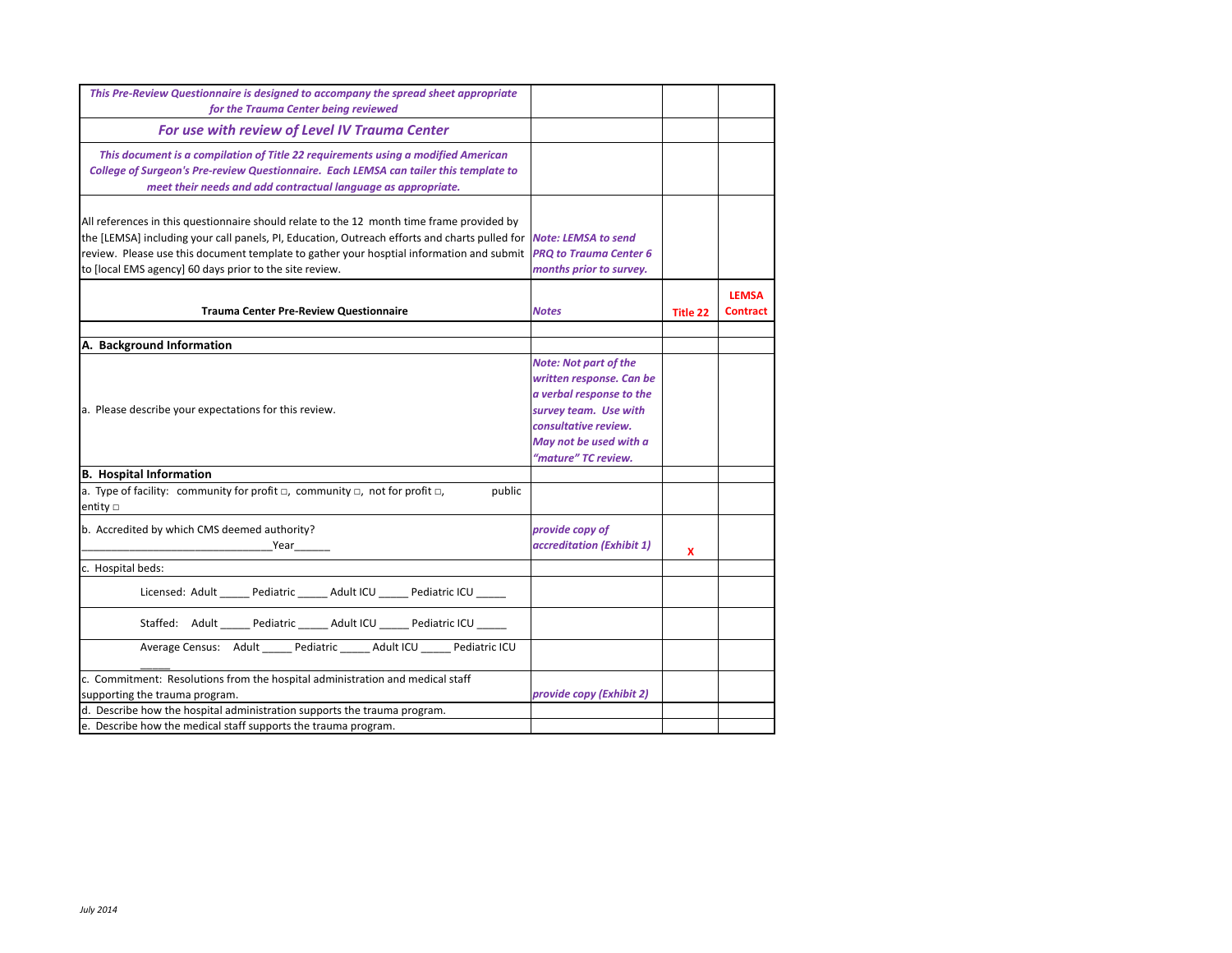| *This Pre-Review Questionnaire is designed to accompany the spread sheet appropriate for the Trauma Center being reviewed* | | | |
|---|---|---|---|
| ***For use with review of Level IV Trauma Center*** | | | |
| *This document is a compilation of Title 22 requirements using a modified American College of Surgeon's Pre-review Questionnaire. Each LEMSA can tailer this template to meet their needs and add contractual language as appropriate.* | | | |
| All references in this questionnaire should relate to the 12 month time frame provided by the [LEMSA] including your call panels, PI, Education, Outreach efforts and charts pulled for review. Please use this document template to gather your hosptial information and submit to [local EMS agency] 60 days prior to the site review. | *Note: LEMSA to send PRQ to Trauma Center 6 months prior to survey.* | | |
| **Trauma Center Pre-Review Questionnaire** | ***Notes*** | **Title 22** | **LEMSA Contract** |
| | | | |
| **A. Background Information** | | | |
| a. Please describe your expectations for this review. | *Note: Not part of the written response. Can be a verbal response to the survey team. Use with consultative review. May not be used with a "mature" TC review.* | | |
| **B. Hospital Information** | | | |
| a. Type of facility: community for profit □, community □, not for profit □, public entity □ | | | |
| b. Accredited by which CMS deemed authority? ________________________________Year______ | *provide copy of accreditation (Exhibit 1)* | X | |
| c. Hospital beds: | | | |
| Licensed: Adult _____ Pediatric _____ Adult ICU _____ Pediatric ICU _____ | | | |
| Staffed: Adult _____ Pediatric _____ Adult ICU _____ Pediatric ICU _____ | | | |
| Average Census: Adult _____ Pediatric _____ Adult ICU _____ Pediatric ICU _____ | | | |
| c. Commitment: Resolutions from the hospital administration and medical staff supporting the trauma program. | *provide copy (Exhibit 2)* | | |
| d. Describe how the hospital administration supports the trauma program. | | | |
| e. Describe how the medical staff supports the trauma program. | | | |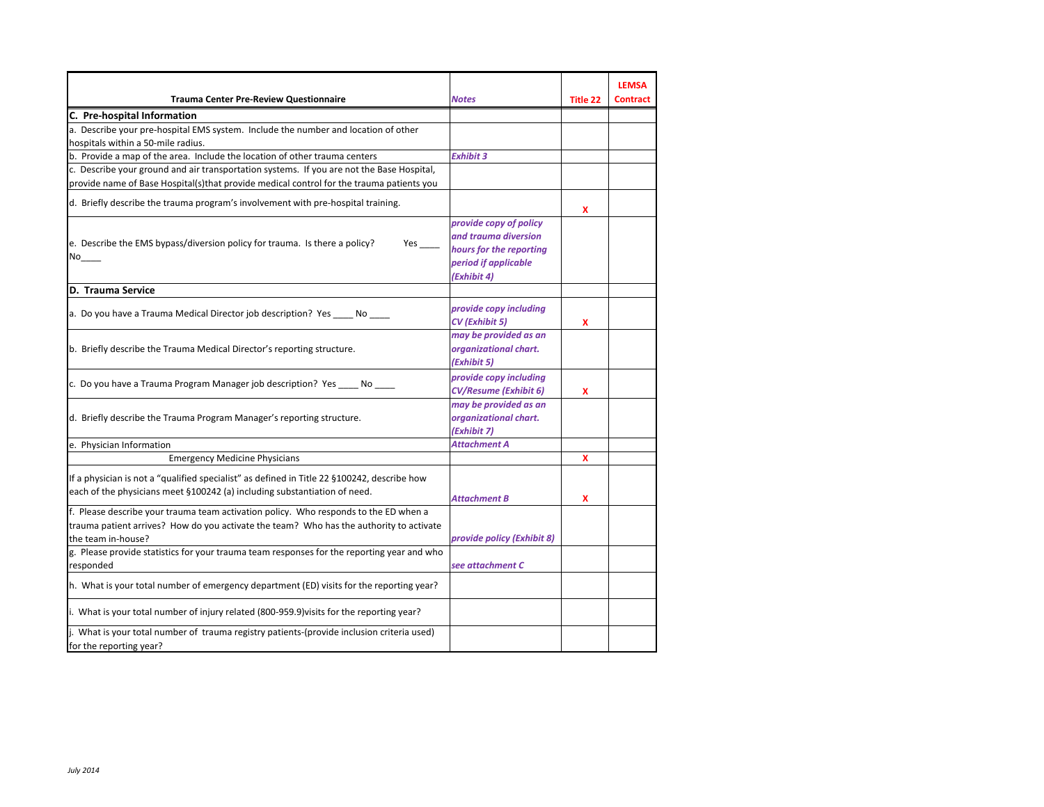| Trauma Center Pre-Review Questionnaire | *Notes* | Title 22 | LEMSA Contract |
|---|---|---|---|
| **C. Pre-hospital Information** | | | |
| a. Describe your pre-hospital EMS system. Include the number and location of other hospitals within a 50-mile radius. | | | |
| b. Provide a map of the area. Include the location of other trauma centers | ***Exhibit 3*** | | |
| c. Describe your ground and air transportation systems. If you are not the Base Hospital, provide name of Base Hospital(s)that provide medical control for the trauma patients you | | | |
| d. Briefly describe the trauma program's involvement with pre-hospital training. | | X | |
| e. Describe the EMS bypass/diversion policy for trauma. Is there a policy? Yes ____ No____ | ***provide copy of policy and trauma diversion hours for the reporting period if applicable (Exhibit 4)*** | | |
| **D. Trauma Service** | | | |
| a. Do you have a Trauma Medical Director job description? Yes ____ No ____ | ***provide copy including CV (Exhibit 5)*** | X | |
| b. Briefly describe the Trauma Medical Director's reporting structure. | ***may be provided as an organizational chart. (Exhibit 5)*** | | |
| c. Do you have a Trauma Program Manager job description? Yes ____ No ____ | ***provide copy including CV/Resume (Exhibit 6)*** | X | |
| d. Briefly describe the Trauma Program Manager's reporting structure. | ***may be provided as an organizational chart. (Exhibit 7)*** | | |
| e. Physician Information | ***Attachment A*** | | |
| Emergency Medicine Physicians | | X | |
| If a physician is not a "qualified specialist" as defined in Title 22 §100242, describe how each of the physicians meet §100242 (a) including substantiation of need. | ***Attachment B*** | X | |
| f. Please describe your trauma team activation policy. Who responds to the ED when a trauma patient arrives? How do you activate the team? Who has the authority to activate the team in-house? | ***provide policy (Exhibit 8)*** | | |
| g. Please provide statistics for your trauma team responses for the reporting year and who responded | ***see attachment C*** | | |
| h. What is your total number of emergency department (ED) visits for the reporting year? | | | |
| i. What is your total number of injury related (800-959.9)visits for the reporting year? | | | |
| j. What is your total number of trauma registry patients-(provide inclusion criteria used) for the reporting year? | | | |

*July 2014*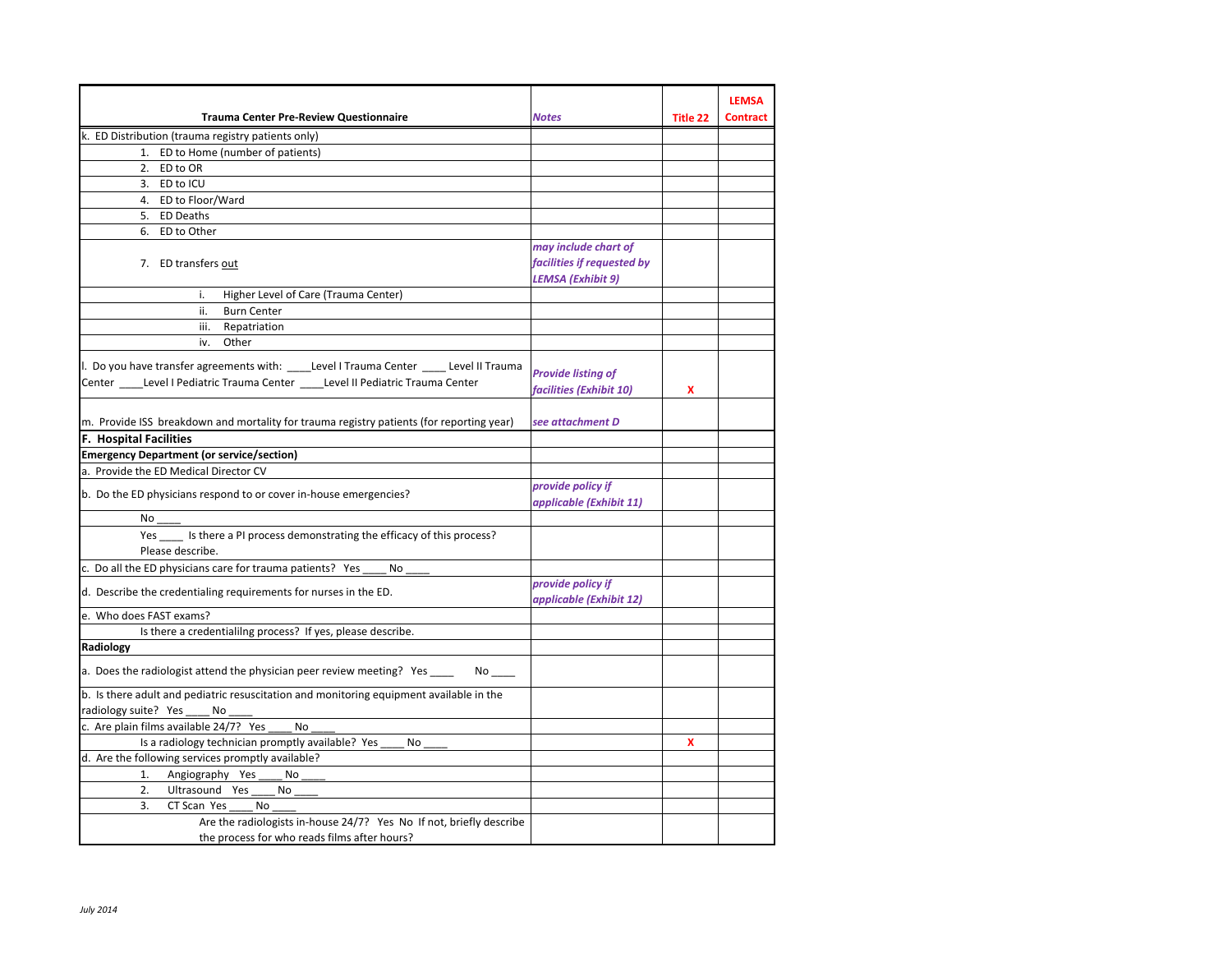| Trauma Center Pre-Review Questionnaire | *Notes* | Title 22 | LEMSA Contract |
|---|---|---|---|
| k. ED Distribution (trauma registry patients only) | | | |
| 1. ED to Home (number of patients) | | | |
| 2. ED to OR | | | |
| 3. ED to ICU | | | |
| 4. ED to Floor/Ward | | | |
| 5. ED Deaths | | | |
| 6. ED to Other | | | |
| 7. ED transfers <u>out</u> | *may include chart of facilities if requested by LEMSA (Exhibit 9)* | | |
| i. Higher Level of Care (Trauma Center) | | | |
| ii. Burn Center | | | |
| iii. Repatriation | | | |
| iv. Other | | | |
| l. Do you have transfer agreements with: ____Level I Trauma Center ____ Level II Trauma Center ____Level I Pediatric Trauma Center ____Level II Pediatric Trauma Center | *Provide listing of facilities (Exhibit 10)* | X | |
| m. Provide ISS breakdown and mortality for trauma registry patients (for reporting year) | *see attachment D* | | |
| **F. Hospital Facilities** | | | |
| **Emergency Department (or service/section)** | | | |
| a. Provide the ED Medical Director CV | | | |
| b. Do the ED physicians respond to or cover in-house emergencies? | *provide policy if applicable (Exhibit 11)* | | |
| No ____ | | | |
| Yes ____ Is there a PI process demonstrating the efficacy of this process? Please describe. | | | |
| c. Do all the ED physicians care for trauma patients? Yes ____ No ____ | | | |
| d. Describe the credentialing requirements for nurses in the ED. | *provide policy if applicable (Exhibit 12)* | | |
| e. Who does FAST exams? | | | |
| Is there a credentialilng process? If yes, please describe. | | | |
| **Radiology** | | | |
| a. Does the radiologist attend the physician peer review meeting? Yes ____ No ____ | | | |
| b. Is there adult and pediatric resuscitation and monitoring equipment available in the radiology suite? Yes ____ No ____ | | | |
| c. Are plain films available 24/7? Yes ____ No ____ | | | |
| Is a radiology technician promptly available? Yes ____ No ____ | | X | |
| d. Are the following services promptly available? | | | |
| 1. Angiography Yes ____ No ____ | | | |
| 2. Ultrasound Yes ____ No ____ | | | |
| 3. CT Scan Yes ____ No ____ | | | |
| Are the radiologists in-house 24/7? Yes No If not, briefly describe the process for who reads films after hours? | | | |

*July 2014*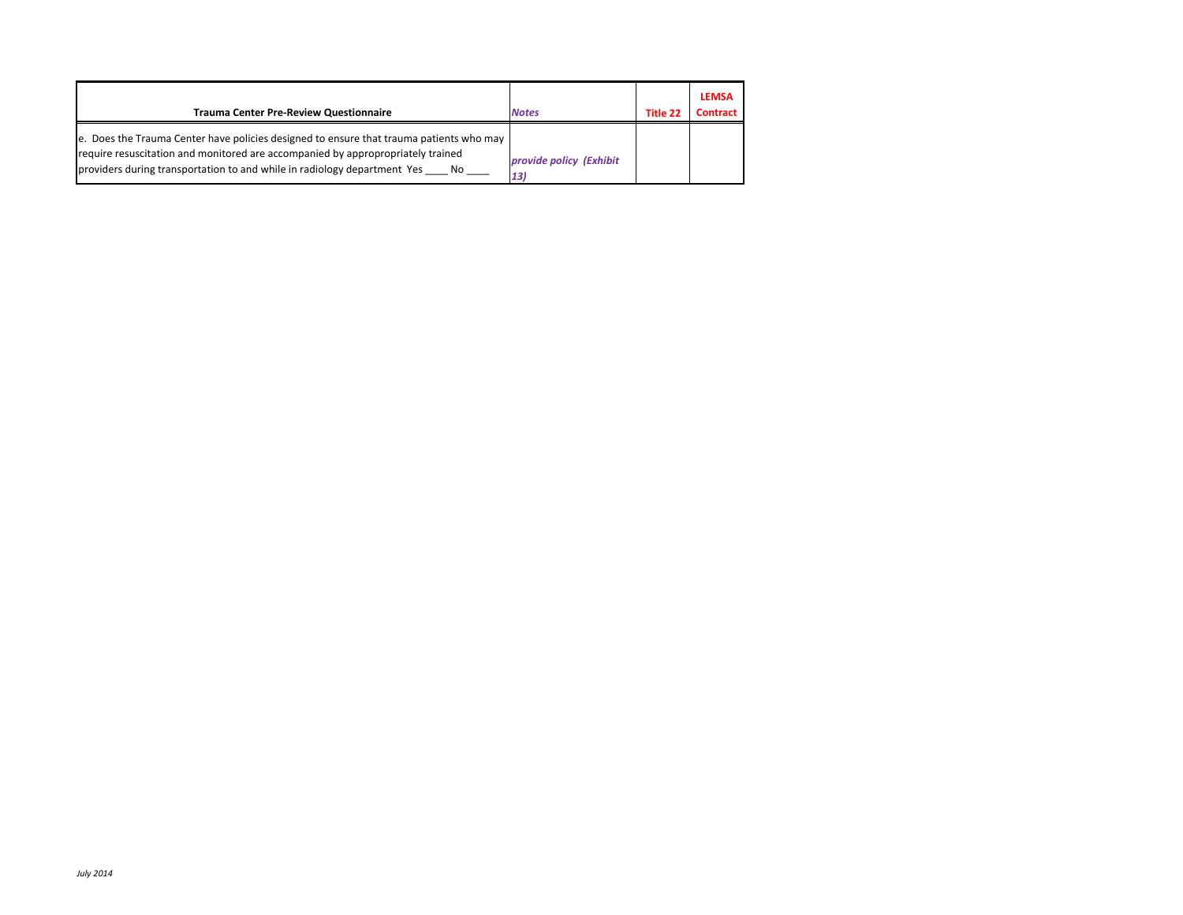| Trauma Center Pre-Review Questionnaire | *Notes* | Title 22 | LEMSA Contract |
|---|---|---|---|
| e. Does the Trauma Center have policies designed to ensure that trauma patients who may require resuscitation and monitored are accompanied by appropropriately trained providers during transportation to and while in radiology department Yes ____ No ____ | ***provide policy (Exhibit 13)*** | | |

*July 2014*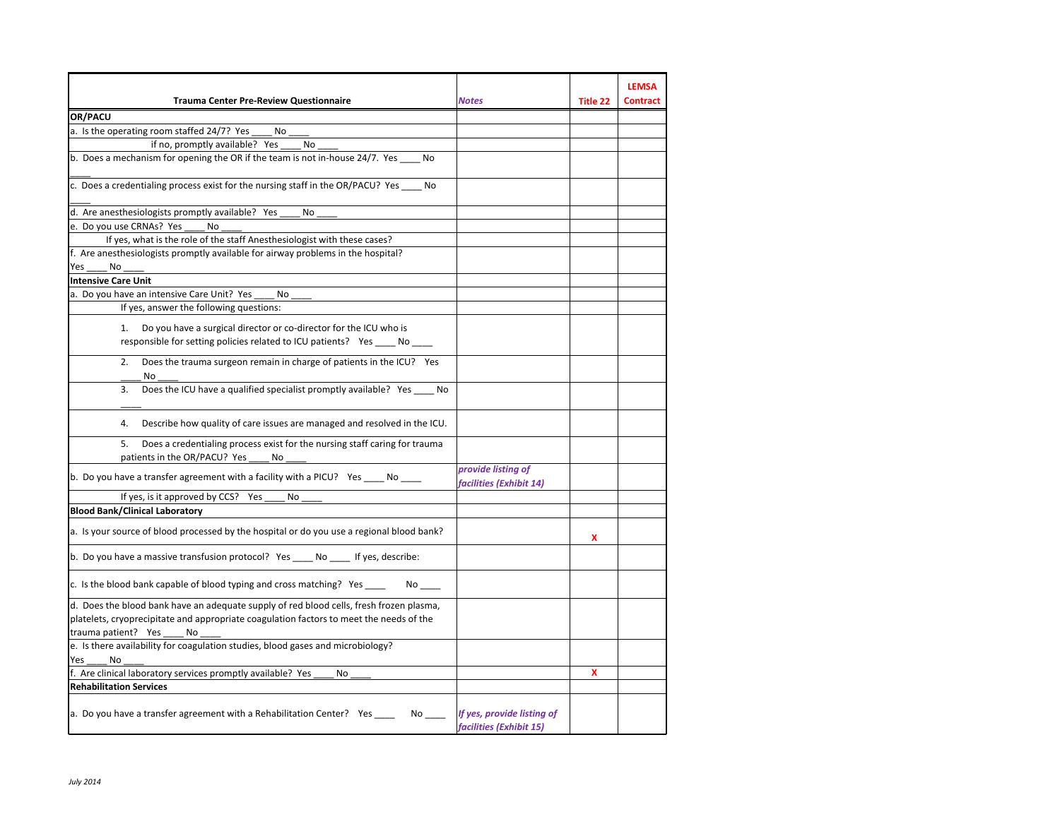| Trauma Center Pre-Review Questionnaire | *Notes* | Title 22 | LEMSA Contract |
|---|---|---|---|
| **OR/PACU** | | | |
| a. Is the operating room staffed 24/7? Yes ____ No ____ | | | |
| if no, promptly available? Yes ____ No ____ | | | |
| b. Does a mechanism for opening the OR if the team is not in-house 24/7. Yes ____ No ____ | | | |
| c. Does a credentialing process exist for the nursing staff in the OR/PACU? Yes ____ No ____ | | | |
| d. Are anesthesiologists promptly available? Yes ____ No ____ | | | |
| e. Do you use CRNAs? Yes ____ No ____ | | | |
| If yes, what is the role of the staff Anesthesiologist with these cases? | | | |
| f. Are anesthesiologists promptly available for airway problems in the hospital? Yes ____ No ____ | | | |
| **Intensive Care Unit** | | | |
| a. Do you have an intensive Care Unit? Yes ____ No ____ | | | |
| If yes, answer the following questions: | | | |
| 1. Do you have a surgical director or co-director for the ICU who is responsible for setting policies related to ICU patients? Yes ____ No ____ | | | |
| 2. Does the trauma surgeon remain in charge of patients in the ICU? Yes ____ No ____ | | | |
| 3. Does the ICU have a qualified specialist promptly available? Yes ____ No ____ | | | |
| 4. Describe how quality of care issues are managed and resolved in the ICU. | | | |
| 5. Does a credentialing process exist for the nursing staff caring for trauma patients in the OR/PACU? Yes ____ No ____ | | | |
| b. Do you have a transfer agreement with a facility with a PICU? Yes ____ No ____ | *provide listing of facilities (Exhibit 14)* | | |
| If yes, is it approved by CCS? Yes ____ No ____ | | | |
| **Blood Bank/Clinical Laboratory** | | | |
| a. Is your source of blood processed by the hospital or do you use a regional blood bank? | | X | |
| b. Do you have a massive transfusion protocol? Yes ____ No ____ If yes, describe: | | | |
| c. Is the blood bank capable of blood typing and cross matching? Yes ____ No ____ | | | |
| d. Does the blood bank have an adequate supply of red blood cells, fresh frozen plasma, platelets, cryoprecipitate and appropriate coagulation factors to meet the needs of the trauma patient? Yes ____ No ____ | | | |
| e. Is there availability for coagulation studies, blood gases and microbiology? Yes ____ No ____ | | | |
| f. Are clinical laboratory services promptly available? Yes ____ No ____ | | X | |
| **Rehabilitation Services** | | | |
| a. Do you have a transfer agreement with a Rehabilitation Center? Yes ____ No ____ | *If yes, provide listing of facilities (Exhibit 15)* | | |

*July 2014*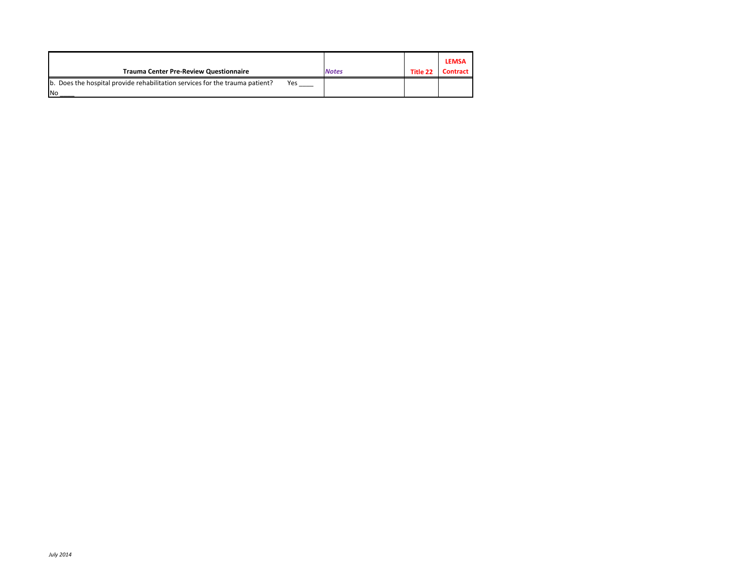| Trauma Center Pre-Review Questionnaire | *Notes* | Title 22 | LEMSA Contract |
|---|---|---|---|
| b. Does the hospital provide rehabilitation services for the trauma patient? Yes ____ No ____ | | | |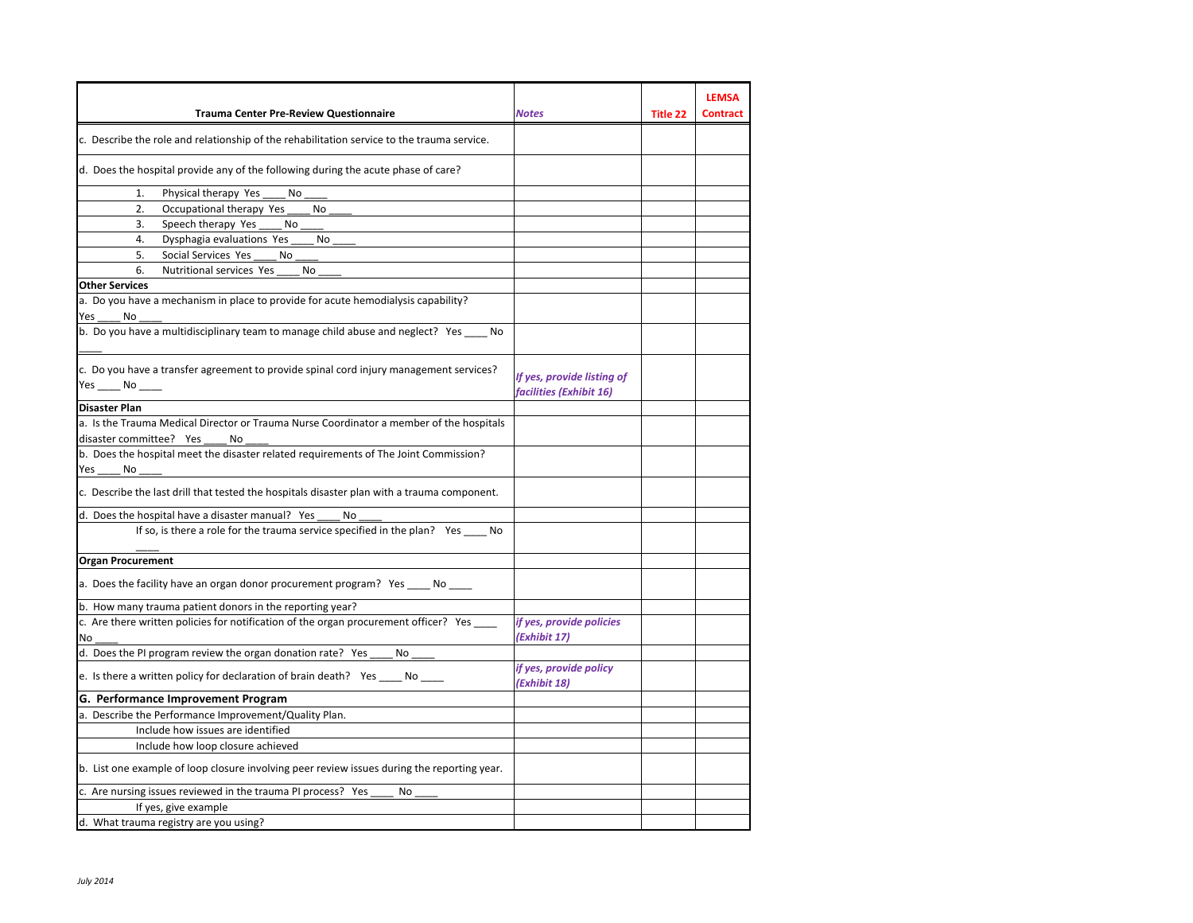| Trauma Center Pre-Review Questionnaire | *Notes* | Title 22 | LEMSA Contract |
|---|---|---|---|
| c. Describe the role and relationship of the rehabilitation service to the trauma service. | | | |
| d. Does the hospital provide any of the following during the acute phase of care? | | | |
| 1. Physical therapy Yes ____ No ____ | | | |
| 2. Occupational therapy Yes ____ No ____ | | | |
| 3. Speech therapy Yes ____ No ____ | | | |
| 4. Dysphagia evaluations Yes ____ No ____ | | | |
| 5. Social Services Yes ____ No ____ | | | |
| 6. Nutritional services Yes ____ No ____ | | | |
| **Other Services** | | | |
| a. Do you have a mechanism in place to provide for acute hemodialysis capability? Yes ____ No ____ | | | |
| b. Do you have a multidisciplinary team to manage child abuse and neglect? Yes ____ No ____ | | | |
| c. Do you have a transfer agreement to provide spinal cord injury management services? Yes ____ No ____ | ***If yes, provide listing of facilities (Exhibit 16)*** | | |
| **Disaster Plan** | | | |
| a. Is the Trauma Medical Director or Trauma Nurse Coordinator a member of the hospitals disaster committee? Yes ____ No ____ | | | |
| b. Does the hospital meet the disaster related requirements of The Joint Commission? Yes ____ No ____ | | | |
| c. Describe the last drill that tested the hospitals disaster plan with a trauma component. | | | |
| d. Does the hospital have a disaster manual? Yes ____ No ____ | | | |
| If so, is there a role for the trauma service specified in the plan? Yes ____ No ____ | | | |
| **Organ Procurement** | | | |
| a. Does the facility have an organ donor procurement program? Yes ____ No ____ | | | |
| b. How many trauma patient donors in the reporting year? | | | |
| c. Are there written policies for notification of the organ procurement officer? Yes ____ No ____ | ***if yes, provide policies (Exhibit 17)*** | | |
| d. Does the PI program review the organ donation rate? Yes ____ No ____ | | | |
| e. Is there a written policy for declaration of brain death? Yes ____ No ____ | ***if yes, provide policy (Exhibit 18)*** | | |
| **G. Performance Improvement Program** | | | |
| a. Describe the Performance Improvement/Quality Plan. | | | |
| Include how issues are identified | | | |
| Include how loop closure achieved | | | |
| b. List one example of loop closure involving peer review issues during the reporting year. | | | |
| c. Are nursing issues reviewed in the trauma PI process? Yes ____ No ____ | | | |
| If yes, give example | | | |
| d. What trauma registry are you using? | | | |

*July 2014*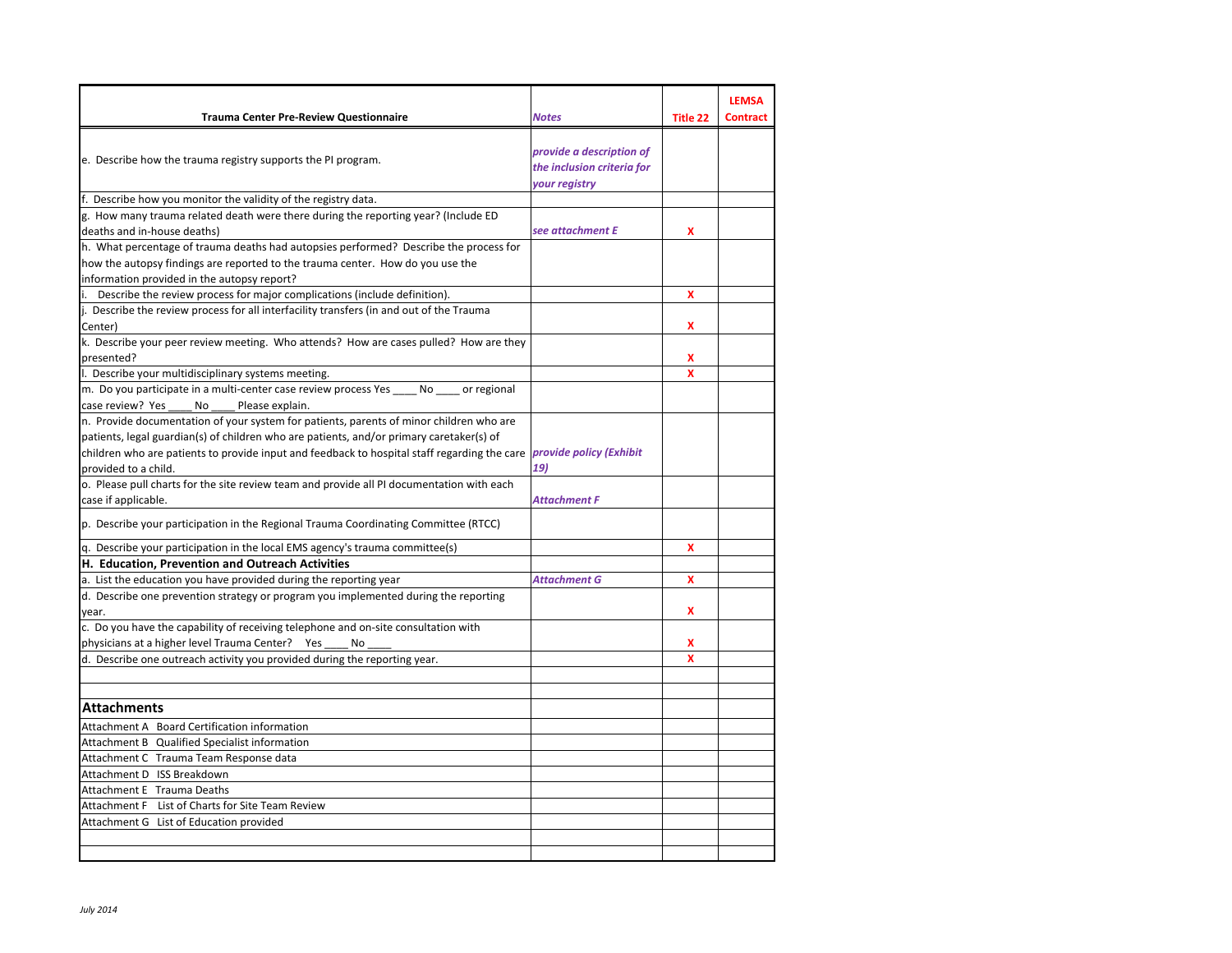| Trauma Center Pre-Review Questionnaire | *Notes* | Title 22 | LEMSA Contract |
|---|---|---|---|
| e. Describe how the trauma registry supports the PI program. | *provide a description of the inclusion criteria for your registry* | | |
| f. Describe how you monitor the validity of the registry data. | | | |
| g. How many trauma related death were there during the reporting year? (Include ED deaths and in-house deaths) | *see attachment E* | X | |
| h. What percentage of trauma deaths had autopsies performed? Describe the process for how the autopsy findings are reported to the trauma center. How do you use the information provided in the autopsy report? | | | |
| i. Describe the review process for major complications (include definition). | | X | |
| j. Describe the review process for all interfacility transfers (in and out of the Trauma Center) | | X | |
| k. Describe your peer review meeting. Who attends? How are cases pulled? How are they presented? | | X | |
| l. Describe your multidisciplinary systems meeting. | | X | |
| m. Do you participate in a multi-center case review process Yes ____ No ____ or regional case review? Yes ____ No ____ Please explain. | | | |
| n. Provide documentation of your system for patients, parents of minor children who are patients, legal guardian(s) of children who are patients, and/or primary caretaker(s) of children who are patients to provide input and feedback to hospital staff regarding the care provided to a child. | *provide policy (Exhibit 19)* | | |
| o. Please pull charts for the site review team and provide all PI documentation with each case if applicable. | *Attachment F* | | |
| p. Describe your participation in the Regional Trauma Coordinating Committee (RTCC) | | | |
| q. Describe your participation in the local EMS agency's trauma committee(s) | | X | |
| **H. Education, Prevention and Outreach Activities** | | | |
| a. List the education you have provided during the reporting year | *Attachment G* | X | |
| d. Describe one prevention strategy or program you implemented during the reporting year. | | X | |
| c. Do you have the capability of receiving telephone and on-site consultation with physicians at a higher level Trauma Center? Yes ____ No ____ | | X | |
| d. Describe one outreach activity you provided during the reporting year. | | X | |
| | | | |
| | | | |
| **Attachments** | | | |
| Attachment A Board Certification information | | | |
| Attachment B Qualified Specialist information | | | |
| Attachment C Trauma Team Response data | | | |
| Attachment D ISS Breakdown | | | |
| Attachment E Trauma Deaths | | | |
| Attachment F List of Charts for Site Team Review | | | |
| Attachment G List of Education provided | | | |
| | | | |
| | | | |

*July 2014*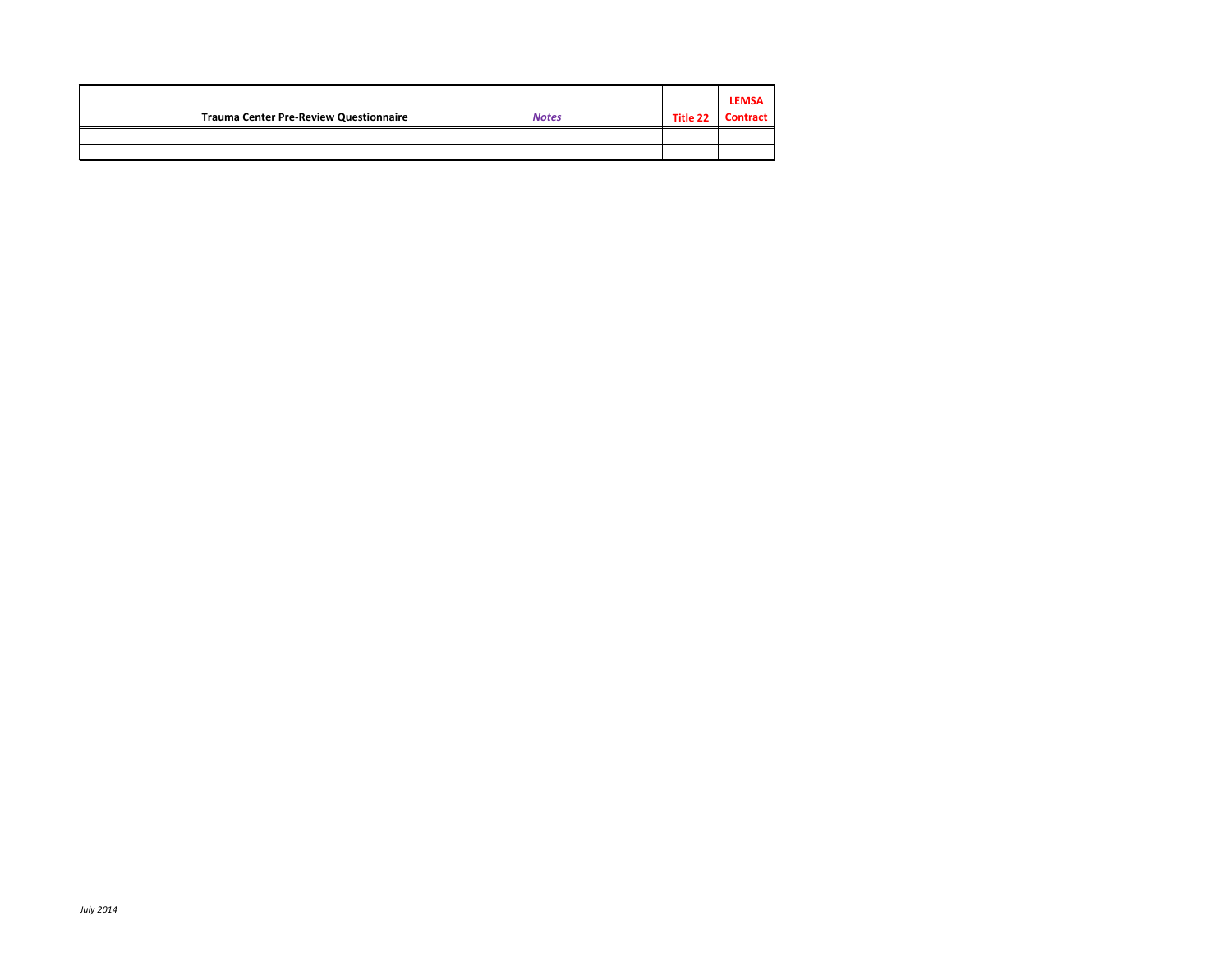| Trauma Center Pre-Review Questionnaire | *Notes* | Title 22 | LEMSA Contract |
| --- | --- | --- | --- |
| | | | |
| | | | |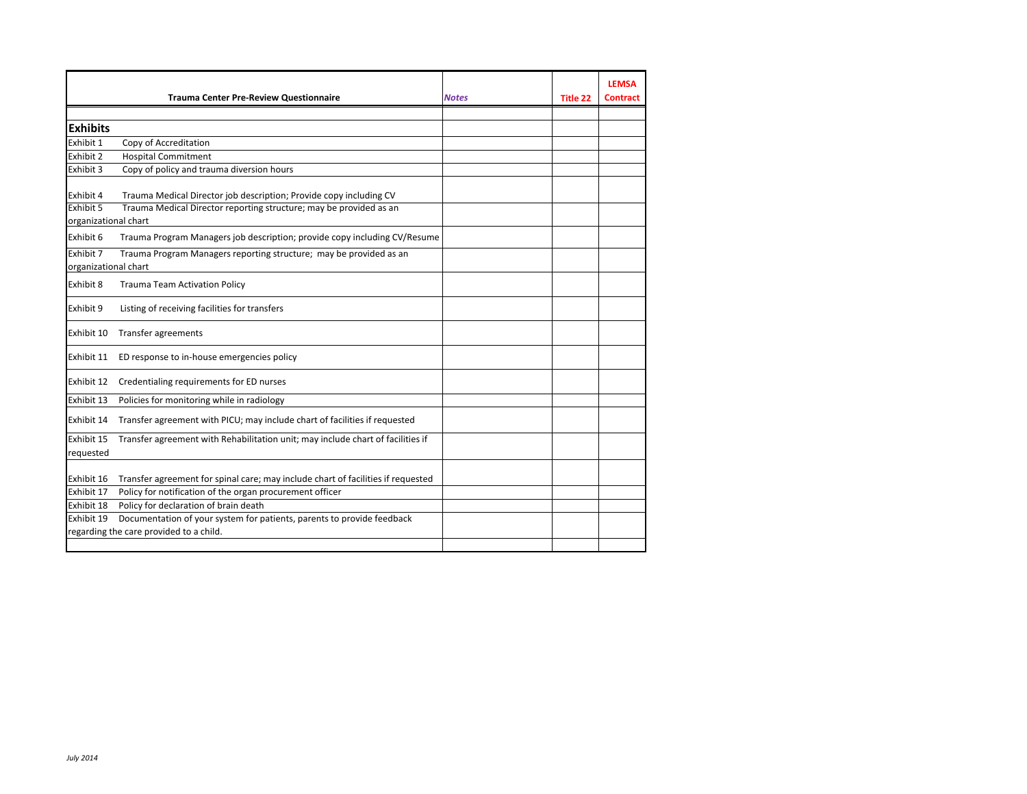| Trauma Center Pre-Review Questionnaire | *Notes* | Title 22 | LEMSA Contract |
|---|---|---|---|
| | | | |
| **Exhibits** | | | |
| Exhibit 1 Copy of Accreditation | | | |
| Exhibit 2 Hospital Commitment | | | |
| Exhibit 3 Copy of policy and trauma diversion hours | | | |
| Exhibit 4 Trauma Medical Director job description; Provide copy including CV | | | |
| Exhibit 5 Trauma Medical Director reporting structure; may be provided as an organizational chart | | | |
| Exhibit 6 Trauma Program Managers job description; provide copy including CV/Resume | | | |
| Exhibit 7 Trauma Program Managers reporting structure; may be provided as an organizational chart | | | |
| Exhibit 8 Trauma Team Activation Policy | | | |
| Exhibit 9 Listing of receiving facilities for transfers | | | |
| Exhibit 10 Transfer agreements | | | |
| Exhibit 11 ED response to in-house emergencies policy | | | |
| Exhibit 12 Credentialing requirements for ED nurses | | | |
| Exhibit 13 Policies for monitoring while in radiology | | | |
| Exhibit 14 Transfer agreement with PICU; may include chart of facilities if requested | | | |
| Exhibit 15 Transfer agreement with Rehabilitation unit; may include chart of facilities if requested | | | |
| Exhibit 16 Transfer agreement for spinal care; may include chart of facilities if requested | | | |
| Exhibit 17 Policy for notification of the organ procurement officer | | | |
| Exhibit 18 Policy for declaration of brain death | | | |
| Exhibit 19 Documentation of your system for patients, parents to provide feedback regarding the care provided to a child. | | | |
| | | | |

*July 2014*